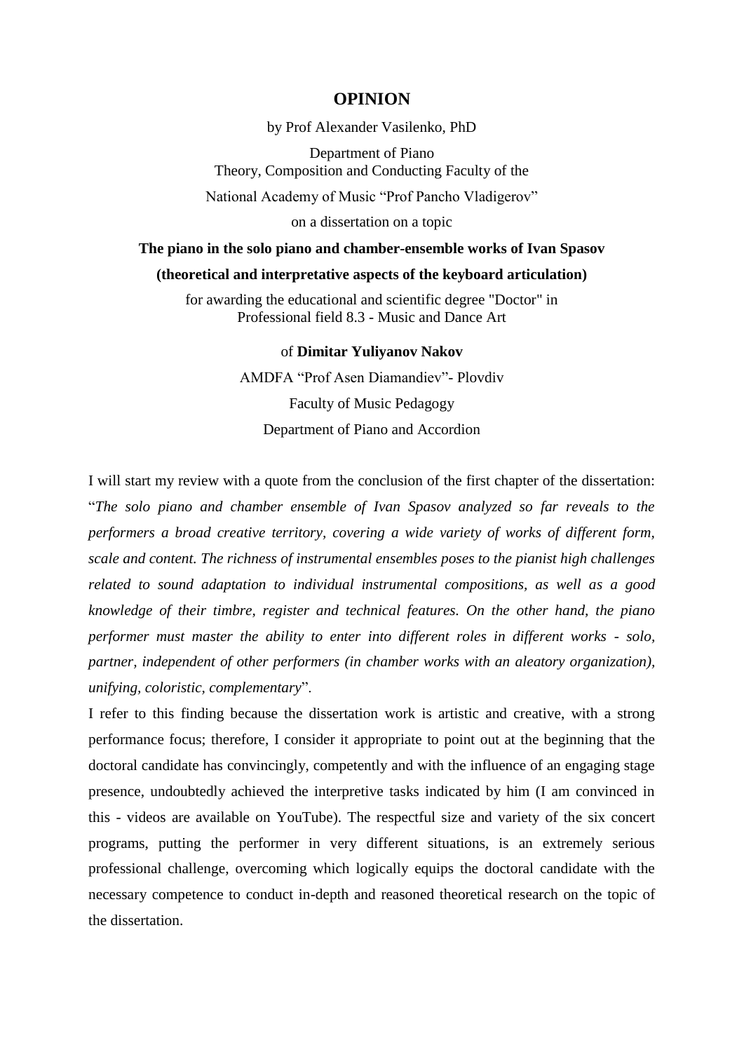# OPINION

by Prof Alexander Vasilenko, PhD

Department of Piano
Theory, Composition and Conducting Faculty of the

National Academy of Music "Prof Pancho Vladigerov"

on a dissertation on a topic

**The piano in the solo piano and chamber-ensemble works of Ivan Spasov**

**(theoretical and interpretative aspects of the keyboard articulation)**

for awarding the educational and scientific degree "Doctor" in
Professional field 8.3 - Music and Dance Art

of **Dimitar Yuliyanov Nakov**

AMDFA "Prof Asen Diamandiev"- Plovdiv

Faculty of Music Pedagogy

Department of Piano and Accordion

I will start my review with a quote from the conclusion of the first chapter of the dissertation: "*The solo piano and chamber ensemble of Ivan Spasov analyzed so far reveals to the performers a broad creative territory, covering a wide variety of works of different form, scale and content. The richness of instrumental ensembles poses to the pianist high challenges related to sound adaptation to individual instrumental compositions, as well as a good knowledge of their timbre, register and technical features. On the other hand, the piano performer must master the ability to enter into different roles in different works - solo, partner, independent of other performers (in chamber works with an aleatory organization), unifying, coloristic, complementary*".

I refer to this finding because the dissertation work is artistic and creative, with a strong performance focus; therefore, I consider it appropriate to point out at the beginning that the doctoral candidate has convincingly, competently and with the influence of an engaging stage presence, undoubtedly achieved the interpretive tasks indicated by him (I am convinced in this - videos are available on YouTube). The respectful size and variety of the six concert programs, putting the performer in very different situations, is an extremely serious professional challenge, overcoming which logically equips the doctoral candidate with the necessary competence to conduct in-depth and reasoned theoretical research on the topic of the dissertation.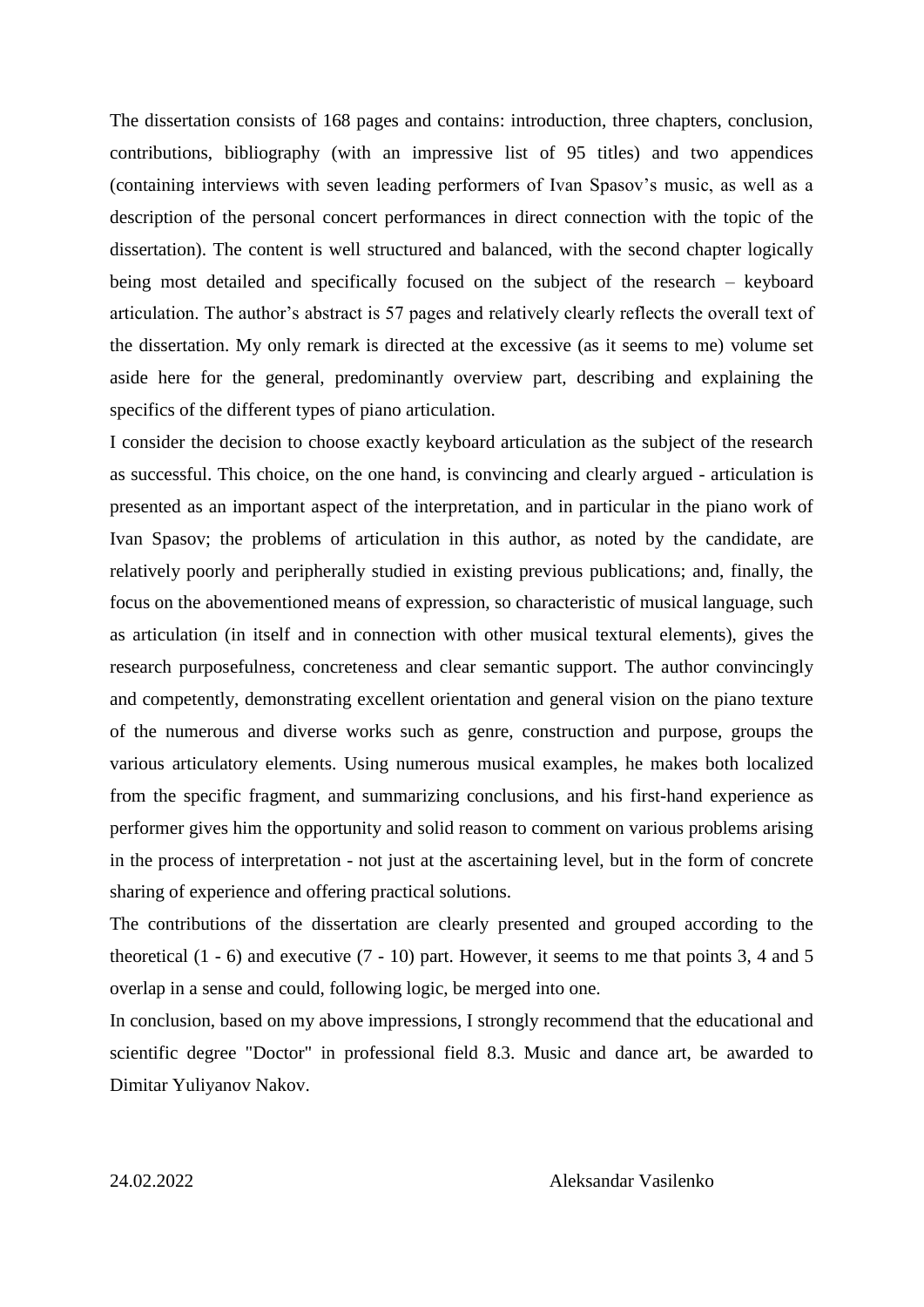The dissertation consists of 168 pages and contains: introduction, three chapters, conclusion, contributions, bibliography (with an impressive list of 95 titles) and two appendices (containing interviews with seven leading performers of Ivan Spasov's music, as well as a description of the personal concert performances in direct connection with the topic of the dissertation). The content is well structured and balanced, with the second chapter logically being most detailed and specifically focused on the subject of the research – keyboard articulation. The author's abstract is 57 pages and relatively clearly reflects the overall text of the dissertation. My only remark is directed at the excessive (as it seems to me) volume set aside here for the general, predominantly overview part, describing and explaining the specifics of the different types of piano articulation.

I consider the decision to choose exactly keyboard articulation as the subject of the research as successful. This choice, on the one hand, is convincing and clearly argued - articulation is presented as an important aspect of the interpretation, and in particular in the piano work of Ivan Spasov; the problems of articulation in this author, as noted by the candidate, are relatively poorly and peripherally studied in existing previous publications; and, finally, the focus on the abovementioned means of expression, so characteristic of musical language, such as articulation (in itself and in connection with other musical textural elements), gives the research purposefulness, concreteness and clear semantic support. The author convincingly and competently, demonstrating excellent orientation and general vision on the piano texture of the numerous and diverse works such as genre, construction and purpose, groups the various articulatory elements. Using numerous musical examples, he makes both localized from the specific fragment, and summarizing conclusions, and his first-hand experience as performer gives him the opportunity and solid reason to comment on various problems arising in the process of interpretation - not just at the ascertaining level, but in the form of concrete sharing of experience and offering practical solutions.

The contributions of the dissertation are clearly presented and grouped according to the theoretical (1 - 6) and executive (7 - 10) part. However, it seems to me that points 3, 4 and 5 overlap in a sense and could, following logic, be merged into one.

In conclusion, based on my above impressions, I strongly recommend that the educational and scientific degree "Doctor" in professional field 8.3. Music and dance art, be awarded to Dimitar Yuliyanov Nakov.

24.02.2022 Aleksandar Vasilenko